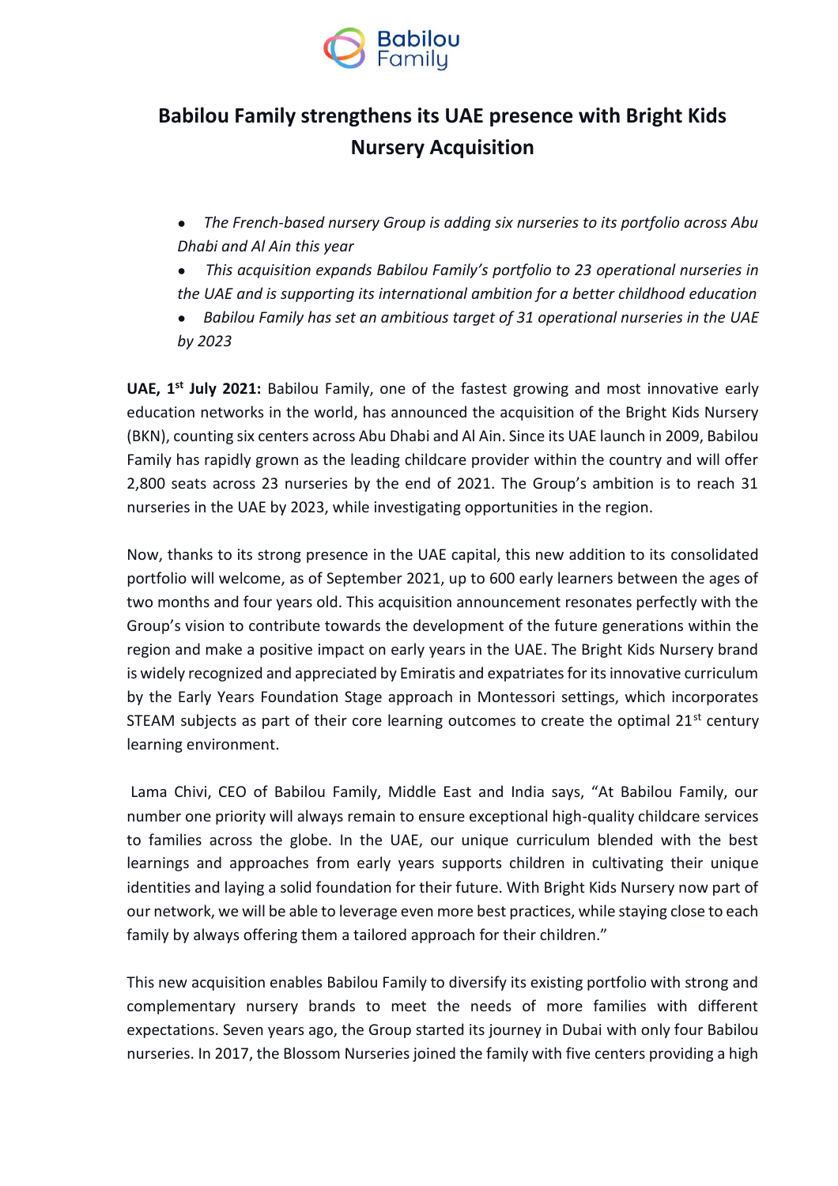Babilou Family

# Babilou Family strengthens its UAE presence with Bright Kids Nursery Acquisition

- *The French-based nursery Group is adding six nurseries to its portfolio across Abu Dhabi and Al Ain this year*
- *This acquisition expands Babilou Family's portfolio to 23 operational nurseries in the UAE and is supporting its international ambition for a better childhood education*
- *Babilou Family has set an ambitious target of 31 operational nurseries in the UAE by 2023*

**UAE, 1st July 2021:** Babilou Family, one of the fastest growing and most innovative early education networks in the world, has announced the acquisition of the Bright Kids Nursery (BKN), counting six centers across Abu Dhabi and Al Ain. Since its UAE launch in 2009, Babilou Family has rapidly grown as the leading childcare provider within the country and will offer 2,800 seats across 23 nurseries by the end of 2021. The Group's ambition is to reach 31 nurseries in the UAE by 2023, while investigating opportunities in the region.

Now, thanks to its strong presence in the UAE capital, this new addition to its consolidated portfolio will welcome, as of September 2021, up to 600 early learners between the ages of two months and four years old. This acquisition announcement resonates perfectly with the Group's vision to contribute towards the development of the future generations within the region and make a positive impact on early years in the UAE. The Bright Kids Nursery brand is widely recognized and appreciated by Emiratis and expatriates for its innovative curriculum by the Early Years Foundation Stage approach in Montessori settings, which incorporates STEAM subjects as part of their core learning outcomes to create the optimal 21st century learning environment.

Lama Chivi, CEO of Babilou Family, Middle East and India says, "At Babilou Family, our number one priority will always remain to ensure exceptional high-quality childcare services to families across the globe. In the UAE, our unique curriculum blended with the best learnings and approaches from early years supports children in cultivating their unique identities and laying a solid foundation for their future. With Bright Kids Nursery now part of our network, we will be able to leverage even more best practices, while staying close to each family by always offering them a tailored approach for their children."

This new acquisition enables Babilou Family to diversify its existing portfolio with strong and complementary nursery brands to meet the needs of more families with different expectations. Seven years ago, the Group started its journey in Dubai with only four Babilou nurseries. In 2017, the Blossom Nurseries joined the family with five centers providing a high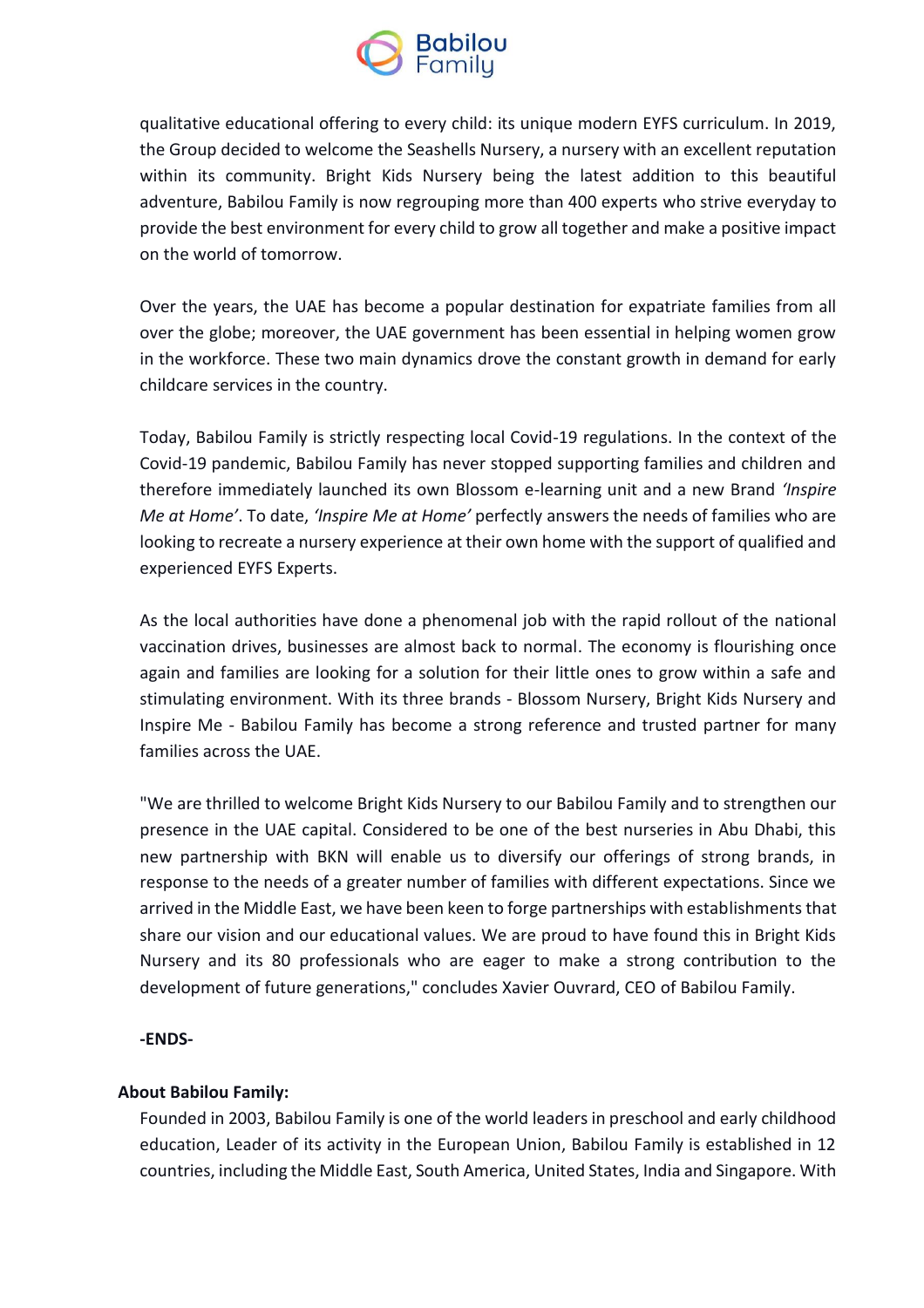qualitative educational offering to every child: its unique modern EYFS curriculum. In 2019, the Group decided to welcome the Seashells Nursery, a nursery with an excellent reputation within its community. Bright Kids Nursery being the latest addition to this beautiful adventure, Babilou Family is now regrouping more than 400 experts who strive everyday to provide the best environment for every child to grow all together and make a positive impact on the world of tomorrow.

Over the years, the UAE has become a popular destination for expatriate families from all over the globe; moreover, the UAE government has been essential in helping women grow in the workforce. These two main dynamics drove the constant growth in demand for early childcare services in the country.

Today, Babilou Family is strictly respecting local Covid-19 regulations. In the context of the Covid-19 pandemic, Babilou Family has never stopped supporting families and children and therefore immediately launched its own Blossom e-learning unit and a new Brand *'Inspire Me at Home'*. To date, *'Inspire Me at Home'* perfectly answers the needs of families who are looking to recreate a nursery experience at their own home with the support of qualified and experienced EYFS Experts.

As the local authorities have done a phenomenal job with the rapid rollout of the national vaccination drives, businesses are almost back to normal. The economy is flourishing once again and families are looking for a solution for their little ones to grow within a safe and stimulating environment. With its three brands - Blossom Nursery, Bright Kids Nursery and Inspire Me - Babilou Family has become a strong reference and trusted partner for many families across the UAE.

"We are thrilled to welcome Bright Kids Nursery to our Babilou Family and to strengthen our presence in the UAE capital. Considered to be one of the best nurseries in Abu Dhabi, this new partnership with BKN will enable us to diversify our offerings of strong brands, in response to the needs of a greater number of families with different expectations. Since we arrived in the Middle East, we have been keen to forge partnerships with establishments that share our vision and our educational values. We are proud to have found this in Bright Kids Nursery and its 80 professionals who are eager to make a strong contribution to the development of future generations," concludes Xavier Ouvrard, CEO of Babilou Family.

**-ENDS-**

**About Babilou Family:**

Founded in 2003, Babilou Family is one of the world leaders in preschool and early childhood education, Leader of its activity in the European Union, Babilou Family is established in 12 countries, including the Middle East, South America, United States, India and Singapore. With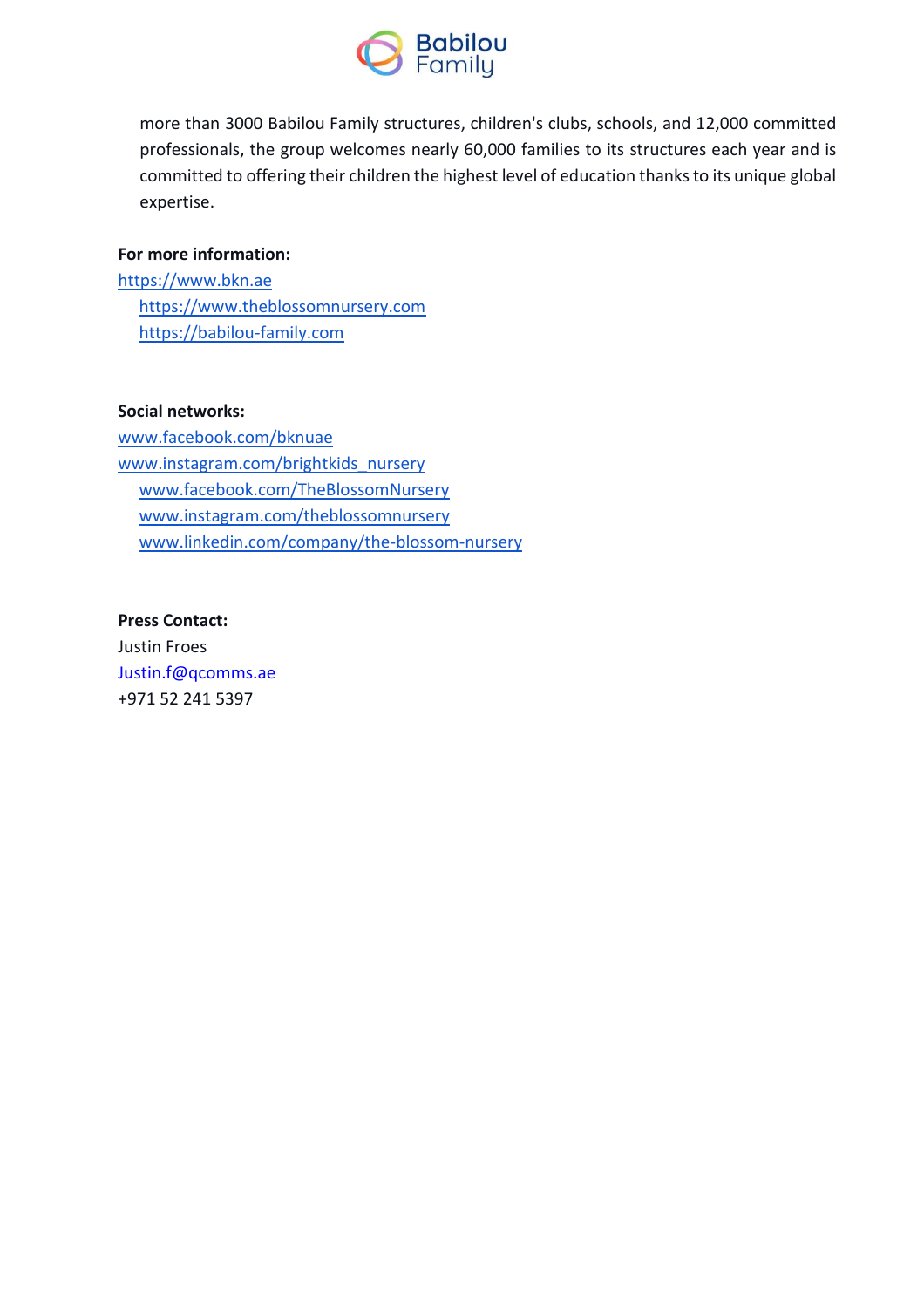more than 3000 Babilou Family structures, children's clubs, schools, and 12,000 committed professionals, the group welcomes nearly 60,000 families to its structures each year and is committed to offering their children the highest level of education thanks to its unique global expertise.

**For more information:**

https://www.bkn.ae
https://www.theblossomnursery.com
https://babilou-family.com

**Social networks:**

www.facebook.com/bknuae
www.instagram.com/brightkids_nursery
www.facebook.com/TheBlossomNursery
www.instagram.com/theblossomnursery
www.linkedin.com/company/the-blossom-nursery

**Press Contact:**

Justin Froes
Justin.f@qcomms.ae
+971 52 241 5397